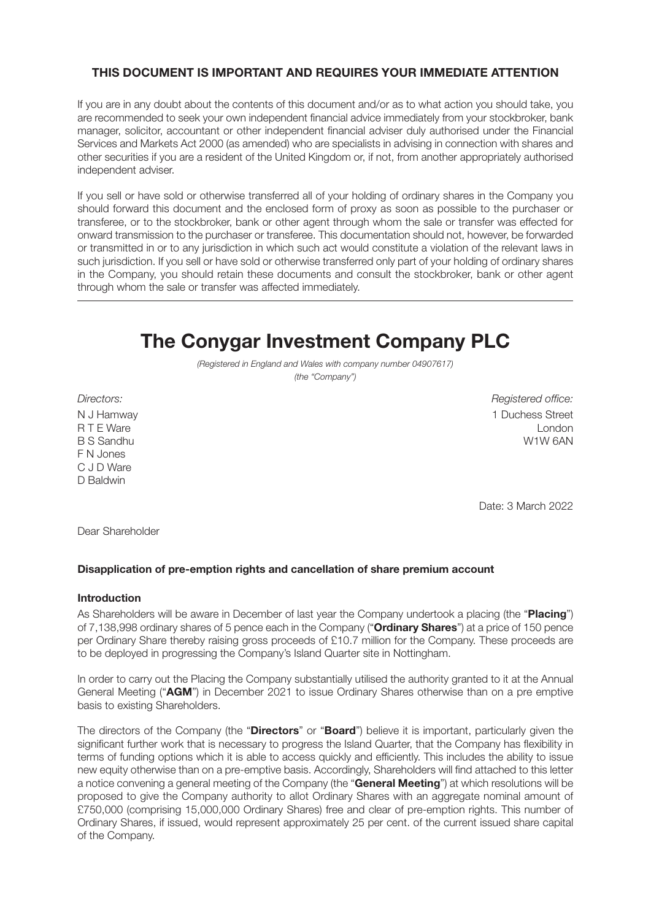**THIS DOCUMENT IS IMPORTANT AND REQUIRES YOUR IMMEDIATE ATTENTION**

If you are in any doubt about the contents of this document and/or as to what action you should take, you are recommended to seek your own independent financial advice immediately from your stockbroker, bank manager, solicitor, accountant or other independent financial adviser duly authorised under the Financial Services and Markets Act 2000 (as amended) who are specialists in advising in connection with shares and other securities if you are a resident of the United Kingdom or, if not, from another appropriately authorised independent adviser.

If you sell or have sold or otherwise transferred all of your holding of ordinary shares in the Company you should forward this document and the enclosed form of proxy as soon as possible to the purchaser or transferee, or to the stockbroker, bank or other agent through whom the sale or transfer was effected for onward transmission to the purchaser or transferee. This documentation should not, however, be forwarded or transmitted in or to any jurisdiction in which such act would constitute a violation of the relevant laws in such jurisdiction. If you sell or have sold or otherwise transferred only part of your holding of ordinary shares in the Company, you should retain these documents and consult the stockbroker, bank or other agent through whom the sale or transfer was affected immediately.

# The Conygar Investment Company PLC

*(Registered in England and Wales with company number 04907617)*
*(the "Company")*

*Directors:*
N J Hamway
R T E Ware
B S Sandhu
F N Jones
C J D Ware
D Baldwin

*Registered office:*
1 Duchess Street
London
W1W 6AN

Date: 3 March 2022

Dear Shareholder

**Disapplication of pre-emption rights and cancellation of share premium account**

**Introduction**

As Shareholders will be aware in December of last year the Company undertook a placing (the "**Placing**") of 7,138,998 ordinary shares of 5 pence each in the Company ("**Ordinary Shares**") at a price of 150 pence per Ordinary Share thereby raising gross proceeds of £10.7 million for the Company. These proceeds are to be deployed in progressing the Company's Island Quarter site in Nottingham.

In order to carry out the Placing the Company substantially utilised the authority granted to it at the Annual General Meeting ("**AGM**") in December 2021 to issue Ordinary Shares otherwise than on a pre emptive basis to existing Shareholders.

The directors of the Company (the "**Directors**" or "**Board**") believe it is important, particularly given the significant further work that is necessary to progress the Island Quarter, that the Company has flexibility in terms of funding options which it is able to access quickly and efficiently. This includes the ability to issue new equity otherwise than on a pre-emptive basis. Accordingly, Shareholders will find attached to this letter a notice convening a general meeting of the Company (the "**General Meeting**") at which resolutions will be proposed to give the Company authority to allot Ordinary Shares with an aggregate nominal amount of £750,000 (comprising 15,000,000 Ordinary Shares) free and clear of pre-emption rights. This number of Ordinary Shares, if issued, would represent approximately 25 per cent. of the current issued share capital of the Company.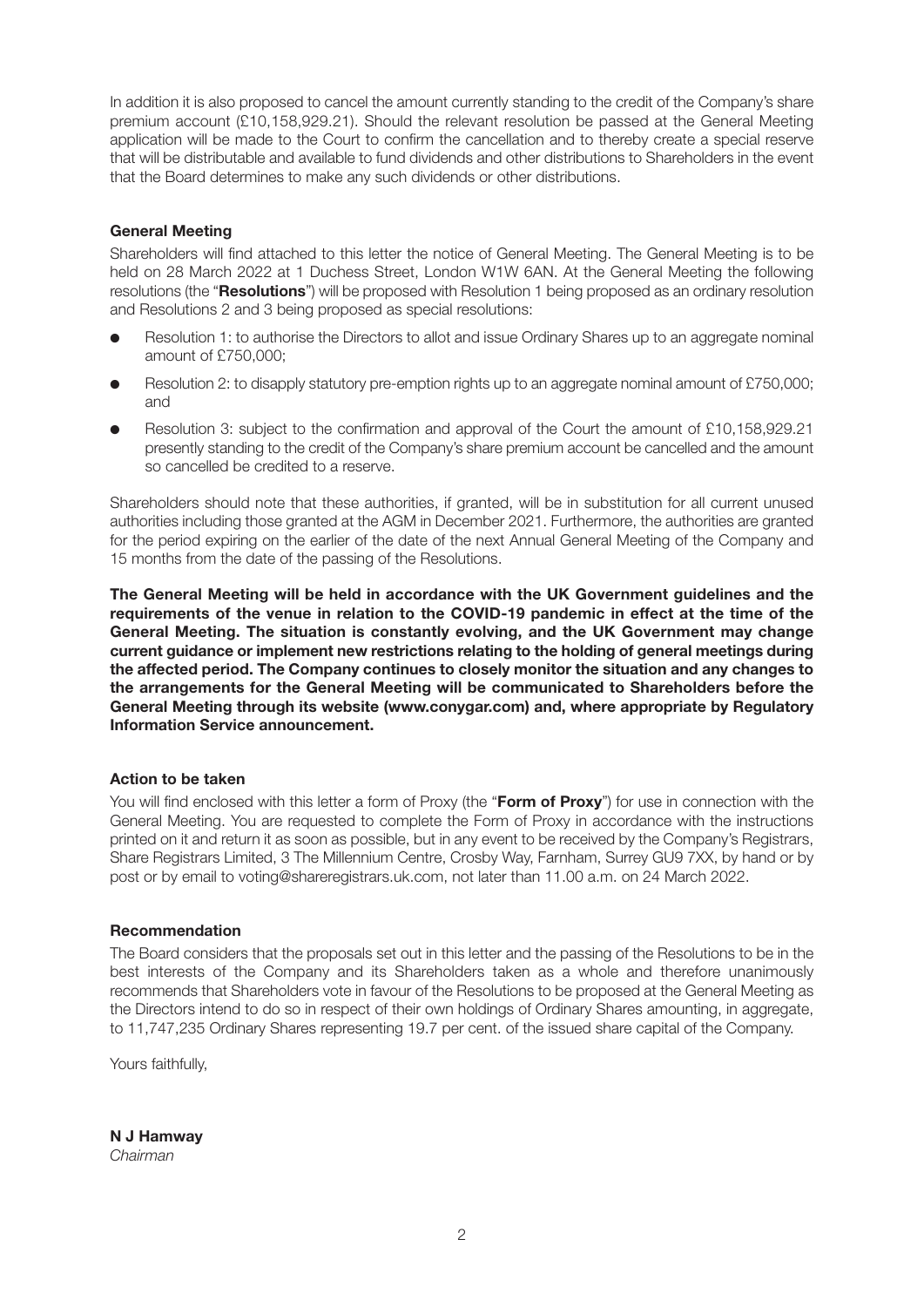In addition it is also proposed to cancel the amount currently standing to the credit of the Company's share premium account (£10,158,929.21). Should the relevant resolution be passed at the General Meeting application will be made to the Court to confirm the cancellation and to thereby create a special reserve that will be distributable and available to fund dividends and other distributions to Shareholders in the event that the Board determines to make any such dividends or other distributions.

**General Meeting**

Shareholders will find attached to this letter the notice of General Meeting. The General Meeting is to be held on 28 March 2022 at 1 Duchess Street, London W1W 6AN. At the General Meeting the following resolutions (the "**Resolutions**") will be proposed with Resolution 1 being proposed as an ordinary resolution and Resolutions 2 and 3 being proposed as special resolutions:

- Resolution 1: to authorise the Directors to allot and issue Ordinary Shares up to an aggregate nominal amount of £750,000;
- Resolution 2: to disapply statutory pre-emption rights up to an aggregate nominal amount of £750,000; and
- Resolution 3: subject to the confirmation and approval of the Court the amount of £10,158,929.21 presently standing to the credit of the Company's share premium account be cancelled and the amount so cancelled be credited to a reserve.

Shareholders should note that these authorities, if granted, will be in substitution for all current unused authorities including those granted at the AGM in December 2021. Furthermore, the authorities are granted for the period expiring on the earlier of the date of the next Annual General Meeting of the Company and 15 months from the date of the passing of the Resolutions.

**The General Meeting will be held in accordance with the UK Government guidelines and the requirements of the venue in relation to the COVID-19 pandemic in effect at the time of the General Meeting. The situation is constantly evolving, and the UK Government may change current guidance or implement new restrictions relating to the holding of general meetings during the affected period. The Company continues to closely monitor the situation and any changes to the arrangements for the General Meeting will be communicated to Shareholders before the General Meeting through its website (www.conygar.com) and, where appropriate by Regulatory Information Service announcement.**

**Action to be taken**

You will find enclosed with this letter a form of Proxy (the "**Form of Proxy**") for use in connection with the General Meeting. You are requested to complete the Form of Proxy in accordance with the instructions printed on it and return it as soon as possible, but in any event to be received by the Company's Registrars, Share Registrars Limited, 3 The Millennium Centre, Crosby Way, Farnham, Surrey GU9 7XX, by hand or by post or by email to voting@shareregistrars.uk.com, not later than 11.00 a.m. on 24 March 2022.

**Recommendation**

The Board considers that the proposals set out in this letter and the passing of the Resolutions to be in the best interests of the Company and its Shareholders taken as a whole and therefore unanimously recommends that Shareholders vote in favour of the Resolutions to be proposed at the General Meeting as the Directors intend to do so in respect of their own holdings of Ordinary Shares amounting, in aggregate, to 11,747,235 Ordinary Shares representing 19.7 per cent. of the issued share capital of the Company.

Yours faithfully,

**N J Hamway**
*Chairman*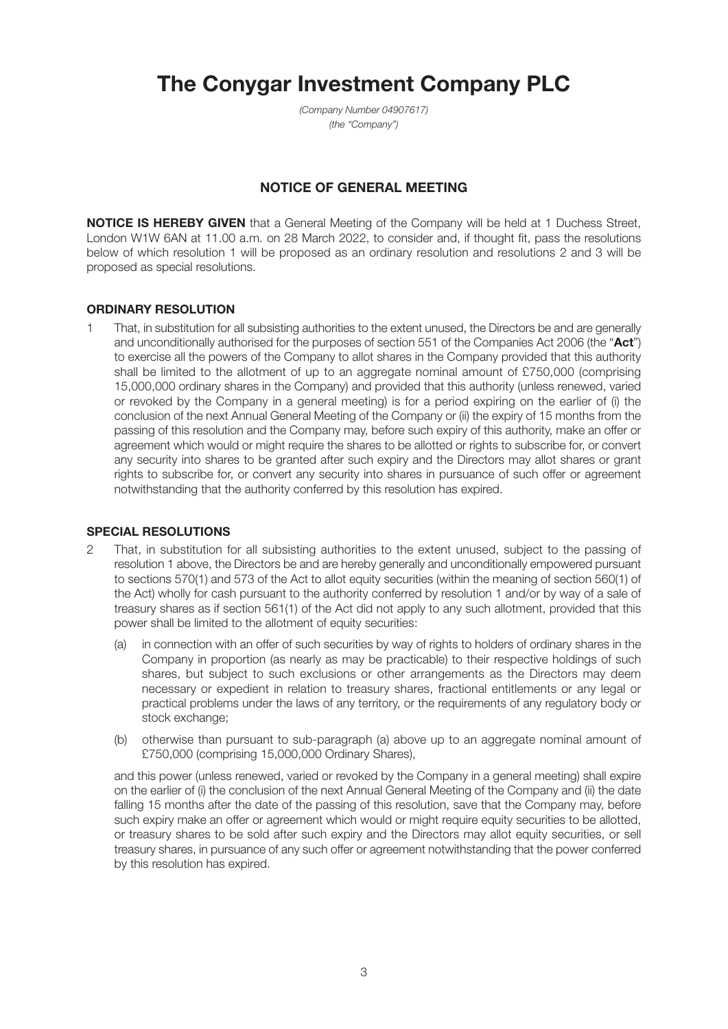# The Conygar Investment Company PLC

*(Company Number 04907617)*
*(the "Company")*

## NOTICE OF GENERAL MEETING

**NOTICE IS HEREBY GIVEN** that a General Meeting of the Company will be held at 1 Duchess Street, London W1W 6AN at 11.00 a.m. on 28 March 2022, to consider and, if thought fit, pass the resolutions below of which resolution 1 will be proposed as an ordinary resolution and resolutions 2 and 3 will be proposed as special resolutions.

### ORDINARY RESOLUTION

1 That, in substitution for all subsisting authorities to the extent unused, the Directors be and are generally and unconditionally authorised for the purposes of section 551 of the Companies Act 2006 (the "**Act**") to exercise all the powers of the Company to allot shares in the Company provided that this authority shall be limited to the allotment of up to an aggregate nominal amount of £750,000 (comprising 15,000,000 ordinary shares in the Company) and provided that this authority (unless renewed, varied or revoked by the Company in a general meeting) is for a period expiring on the earlier of (i) the conclusion of the next Annual General Meeting of the Company or (ii) the expiry of 15 months from the passing of this resolution and the Company may, before such expiry of this authority, make an offer or agreement which would or might require the shares to be allotted or rights to subscribe for, or convert any security into shares to be granted after such expiry and the Directors may allot shares or grant rights to subscribe for, or convert any security into shares in pursuance of such offer or agreement notwithstanding that the authority conferred by this resolution has expired.

### SPECIAL RESOLUTIONS

2 That, in substitution for all subsisting authorities to the extent unused, subject to the passing of resolution 1 above, the Directors be and are hereby generally and unconditionally empowered pursuant to sections 570(1) and 573 of the Act to allot equity securities (within the meaning of section 560(1) of the Act) wholly for cash pursuant to the authority conferred by resolution 1 and/or by way of a sale of treasury shares as if section 561(1) of the Act did not apply to any such allotment, provided that this power shall be limited to the allotment of equity securities:

   (a) in connection with an offer of such securities by way of rights to holders of ordinary shares in the Company in proportion (as nearly as may be practicable) to their respective holdings of such shares, but subject to such exclusions or other arrangements as the Directors may deem necessary or expedient in relation to treasury shares, fractional entitlements or any legal or practical problems under the laws of any territory, or the requirements of any regulatory body or stock exchange;

   (b) otherwise than pursuant to sub-paragraph (a) above up to an aggregate nominal amount of £750,000 (comprising 15,000,000 Ordinary Shares),

   and this power (unless renewed, varied or revoked by the Company in a general meeting) shall expire on the earlier of (i) the conclusion of the next Annual General Meeting of the Company and (ii) the date falling 15 months after the date of the passing of this resolution, save that the Company may, before such expiry make an offer or agreement which would or might require equity securities to be allotted, or treasury shares to be sold after such expiry and the Directors may allot equity securities, or sell treasury shares, in pursuance of any such offer or agreement notwithstanding that the power conferred by this resolution has expired.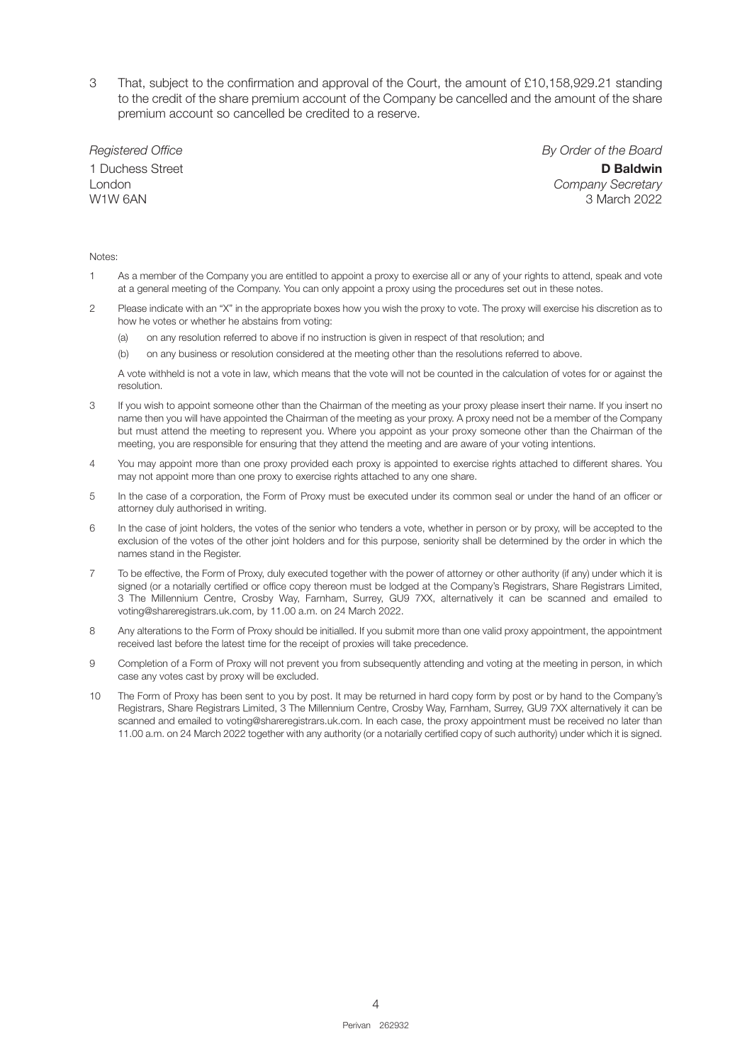3 That, subject to the confirmation and approval of the Court, the amount of £10,158,929.21 standing to the credit of the share premium account of the Company be cancelled and the amount of the share premium account so cancelled be credited to a reserve.

*Registered Office*
1 Duchess Street
London
W1W 6AN

*By Order of the Board*
**D Baldwin**
*Company Secretary*
3 March 2022

Notes:

1 As a member of the Company you are entitled to appoint a proxy to exercise all or any of your rights to attend, speak and vote at a general meeting of the Company. You can only appoint a proxy using the procedures set out in these notes.

2 Please indicate with an "X" in the appropriate boxes how you wish the proxy to vote. The proxy will exercise his discretion as to how he votes or whether he abstains from voting:

   (a) on any resolution referred to above if no instruction is given in respect of that resolution; and

   (b) on any business or resolution considered at the meeting other than the resolutions referred to above.

   A vote withheld is not a vote in law, which means that the vote will not be counted in the calculation of votes for or against the resolution.

3 If you wish to appoint someone other than the Chairman of the meeting as your proxy please insert their name. If you insert no name then you will have appointed the Chairman of the meeting as your proxy. A proxy need not be a member of the Company but must attend the meeting to represent you. Where you appoint as your proxy someone other than the Chairman of the meeting, you are responsible for ensuring that they attend the meeting and are aware of your voting intentions.

4 You may appoint more than one proxy provided each proxy is appointed to exercise rights attached to different shares. You may not appoint more than one proxy to exercise rights attached to any one share.

5 In the case of a corporation, the Form of Proxy must be executed under its common seal or under the hand of an officer or attorney duly authorised in writing.

6 In the case of joint holders, the votes of the senior who tenders a vote, whether in person or by proxy, will be accepted to the exclusion of the votes of the other joint holders and for this purpose, seniority shall be determined by the order in which the names stand in the Register.

7 To be effective, the Form of Proxy, duly executed together with the power of attorney or other authority (if any) under which it is signed (or a notarially certified or office copy thereon must be lodged at the Company's Registrars, Share Registrars Limited, 3 The Millennium Centre, Crosby Way, Farnham, Surrey, GU9 7XX, alternatively it can be scanned and emailed to voting@shareregistrars.uk.com, by 11.00 a.m. on 24 March 2022.

8 Any alterations to the Form of Proxy should be initialled. If you submit more than one valid proxy appointment, the appointment received last before the latest time for the receipt of proxies will take precedence.

9 Completion of a Form of Proxy will not prevent you from subsequently attending and voting at the meeting in person, in which case any votes cast by proxy will be excluded.

10 The Form of Proxy has been sent to you by post. It may be returned in hard copy form by post or by hand to the Company's Registrars, Share Registrars Limited, 3 The Millennium Centre, Crosby Way, Farnham, Surrey, GU9 7XX alternatively it can be scanned and emailed to voting@shareregistrars.uk.com. In each case, the proxy appointment must be received no later than 11.00 a.m. on 24 March 2022 together with any authority (or a notarially certified copy of such authority) under which it is signed.